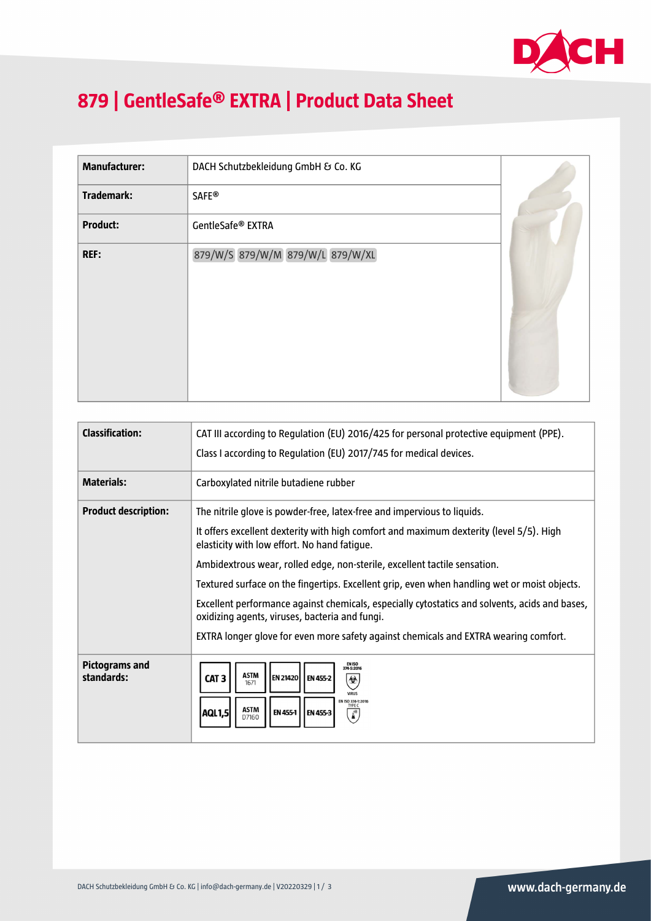# 879 | GentleSafe® EXTRA | Product Data Sheet

| | |
|---|---|
| **Manufacturer:** | DACH Schutzbekleidung GmbH & Co. KG |
| **Trademark:** | SAFE® |
| **Product:** | GentleSafe® EXTRA |
| **REF:** | 879/W/S 879/W/M 879/W/L 879/W/XL |

| | |
|---|---|
| **Classification:** | CAT III according to Regulation (EU) 2016/425 for personal protective equipment (PPE).<br>Class I according to Regulation (EU) 2017/745 for medical devices. |
| **Materials:** | Carboxylated nitrile butadiene rubber |
| **Product description:** | The nitrile glove is powder-free, latex-free and impervious to liquids.<br>It offers excellent dexterity with high comfort and maximum dexterity (level 5/5). High elasticity with low effort. No hand fatigue.<br>Ambidextrous wear, rolled edge, non-sterile, excellent tactile sensation.<br>Textured surface on the fingertips. Excellent grip, even when handling wet or moist objects.<br>Excellent performance against chemicals, especially cytostatics and solvents, acids and bases, oxidizing agents, viruses, bacteria and fungi.<br>EXTRA longer glove for even more safety against chemicals and EXTRA wearing comfort. |
| **Pictograms and standards:** | CAT 3, ASTM 1671, EN 21420, EN 455-2, EN ISO 374-5:2016 VIRUS, AQL1,5, ASTM D7160, EN 455-1, EN 455-3, EN ISO 374-1:2016 TYPE C |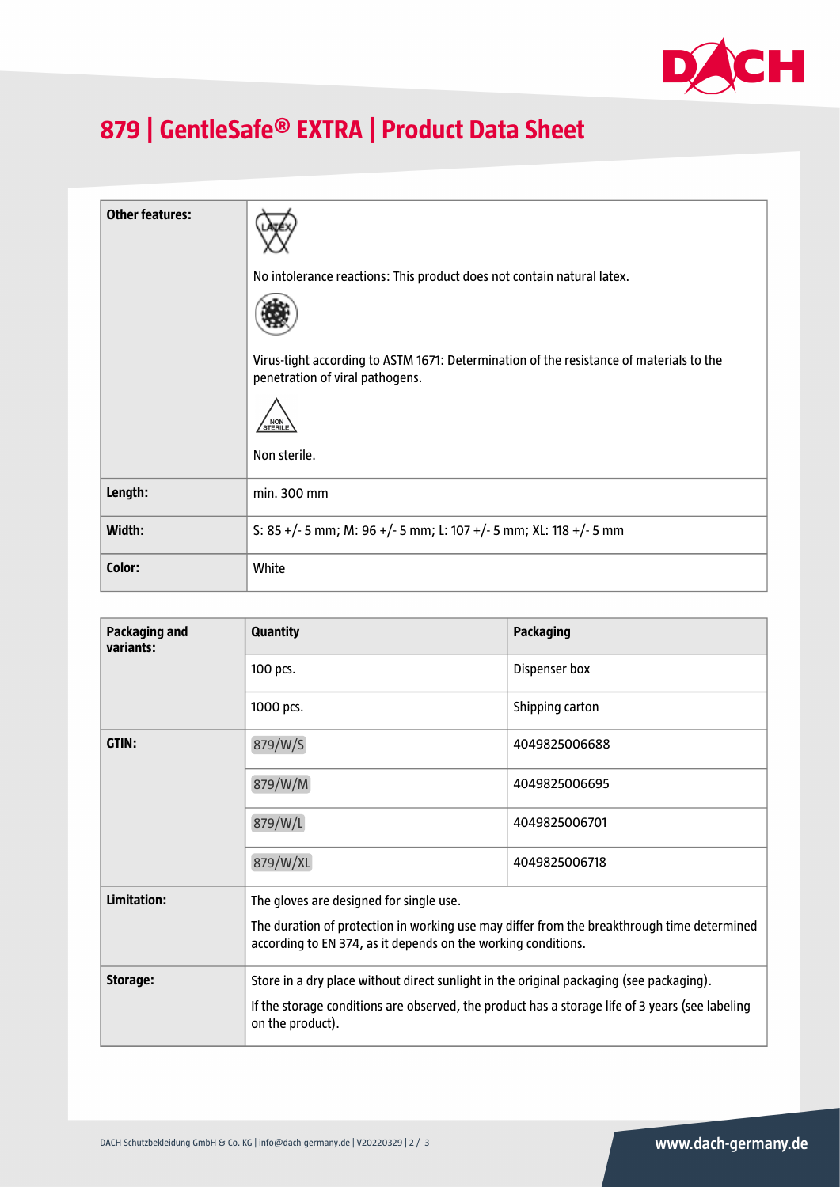# 879 | GentleSafe® EXTRA | Product Data Sheet

| | |
|---|---|
| **Other features:** | No intolerance reactions: This product does not contain natural latex.<br><br>Virus-tight according to ASTM 1671: Determination of the resistance of materials to the penetration of viral pathogens.<br><br>Non sterile. |
| **Length:** | min. 300 mm |
| **Width:** | S: 85 +/- 5 mm; M: 96 +/- 5 mm; L: 107 +/- 5 mm; XL: 118 +/- 5 mm |
| **Color:** | White |

| **Packaging and variants:** | **Quantity** | **Packaging** |
|---|---|---|
| | 100 pcs. | Dispenser box |
| | 1000 pcs. | Shipping carton |
| **GTIN:** | 879/W/S | 4049825006688 |
| | 879/W/M | 4049825006695 |
| | 879/W/L | 4049825006701 |
| | 879/W/XL | 4049825006718 |
| **Limitation:** | The gloves are designed for single use.<br><br>The duration of protection in working use may differ from the breakthrough time determined according to EN 374, as it depends on the working conditions. | |
| **Storage:** | Store in a dry place without direct sunlight in the original packaging (see packaging).<br><br>If the storage conditions are observed, the product has a storage life of 3 years (see labeling on the product). | |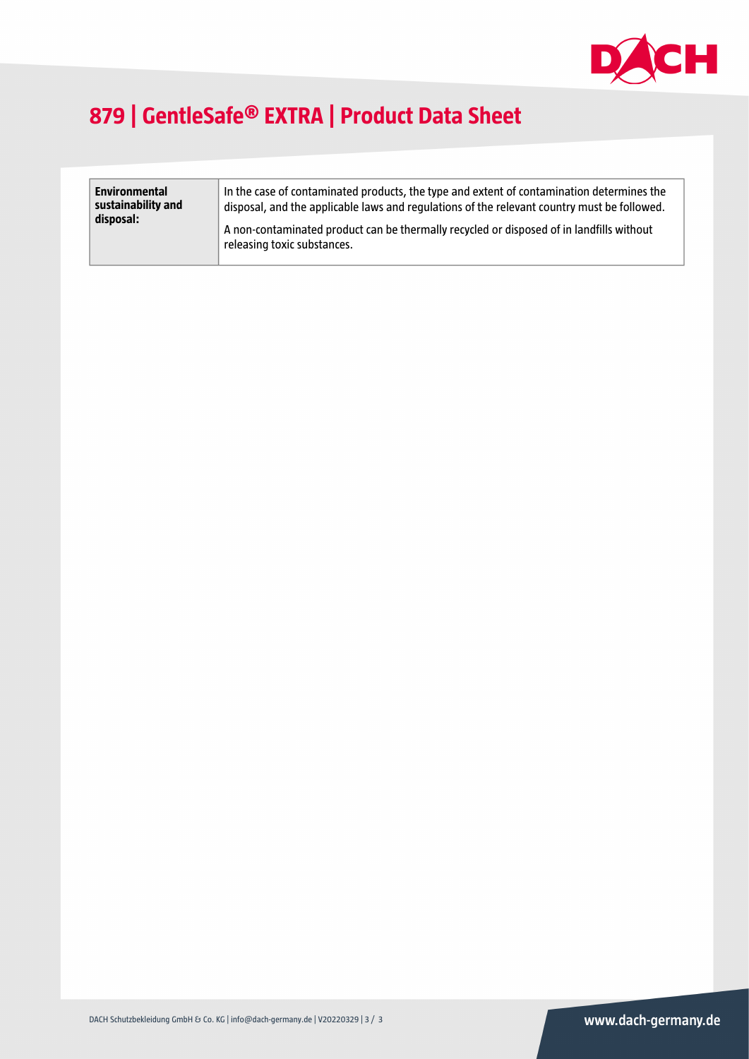# 879 | GentleSafe® EXTRA | Product Data Sheet

| | |
|---|---|
| **Environmental sustainability and disposal:** | In the case of contaminated products, the type and extent of contamination determines the disposal, and the applicable laws and regulations of the relevant country must be followed.<br><br>A non-contaminated product can be thermally recycled or disposed of in landfills without releasing toxic substances. |